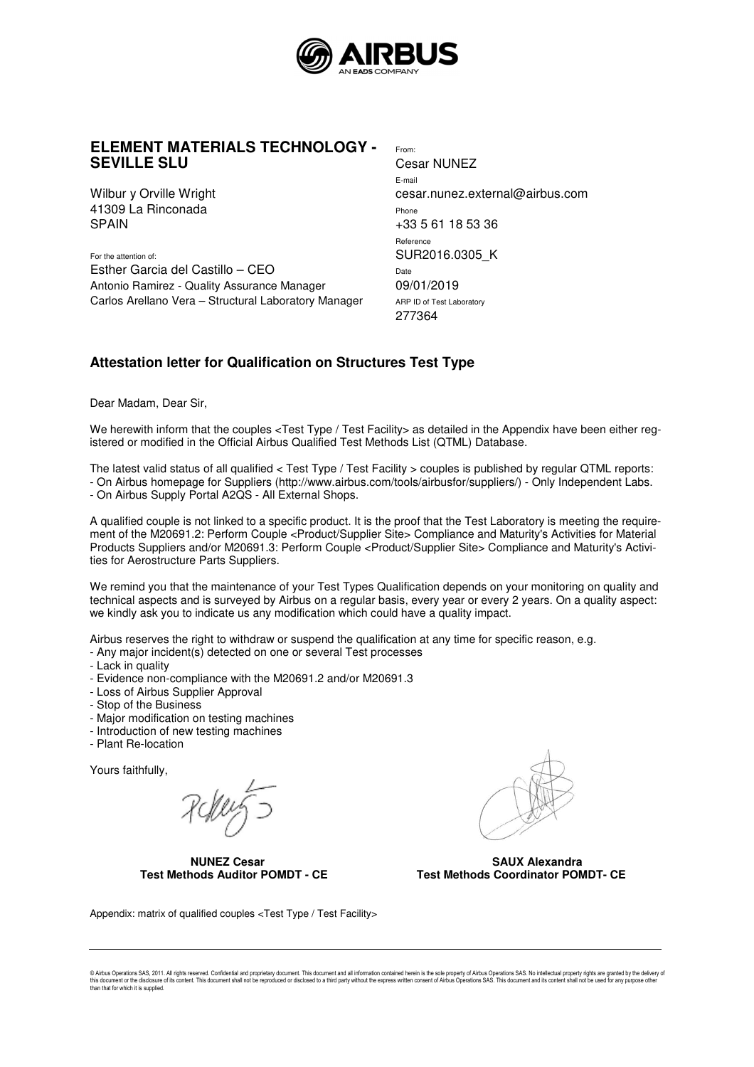**ELEMENT MATERIALS TECHNOLOGY - SEVILLE SLU**

Wilbur y Orville Wright
41309 La Rinconada
SPAIN

For the attention of:
Esther Garcia del Castillo – CEO
Antonio Ramirez - Quality Assurance Manager
Carlos Arellano Vera – Structural Laboratory Manager

From:
Cesar NUNEZ
E-mail
cesar.nunez.external@airbus.com
Phone
+33 5 61 18 53 36
Reference
SUR2016.0305_K
Date
09/01/2019
ARP ID of Test Laboratory
277364

## Attestation letter for Qualification on Structures Test Type

Dear Madam, Dear Sir,

We herewith inform that the couples <Test Type / Test Facility> as detailed in the Appendix have been either registered or modified in the Official Airbus Qualified Test Methods List (QTML) Database.

The latest valid status of all qualified < Test Type / Test Facility > couples is published by regular QTML reports:
- On Airbus homepage for Suppliers (http://www.airbus.com/tools/airbusfor/suppliers/) - Only Independent Labs.
- On Airbus Supply Portal A2QS - All External Shops.

A qualified couple is not linked to a specific product. It is the proof that the Test Laboratory is meeting the requirement of the M20691.2: Perform Couple <Product/Supplier Site> Compliance and Maturity's Activities for Material Products Suppliers and/or M20691.3: Perform Couple <Product/Supplier Site> Compliance and Maturity's Activities for Aerostructure Parts Suppliers.

We remind you that the maintenance of your Test Types Qualification depends on your monitoring on quality and technical aspects and is surveyed by Airbus on a regular basis, every year or every 2 years. On a quality aspect: we kindly ask you to indicate us any modification which could have a quality impact.

Airbus reserves the right to withdraw or suspend the qualification at any time for specific reason, e.g.
- Any major incident(s) detected on one or several Test processes
- Lack in quality
- Evidence non-compliance with the M20691.2 and/or M20691.3
- Loss of Airbus Supplier Approval
- Stop of the Business
- Major modification on testing machines
- Introduction of new testing machines
- Plant Re-location

Yours faithfully,

**NUNEZ Cesar**
**Test Methods Auditor POMDT - CE**

**SAUX Alexandra**
**Test Methods Coordinator POMDT- CE**

Appendix: matrix of qualified couples <Test Type / Test Facility>

© Airbus Operations SAS, 2011. All rights reserved. Confidential and proprietary document. This document and all information contained herein is the sole property of Airbus Operations SAS. No intellectual property rights are granted by the delivery of this document or the disclosure of its content. This document shall not be reproduced or disclosed to a third party without the express written consent of Airbus Operations SAS. This document and its content shall not be used for any purpose other than that for which it is supplied.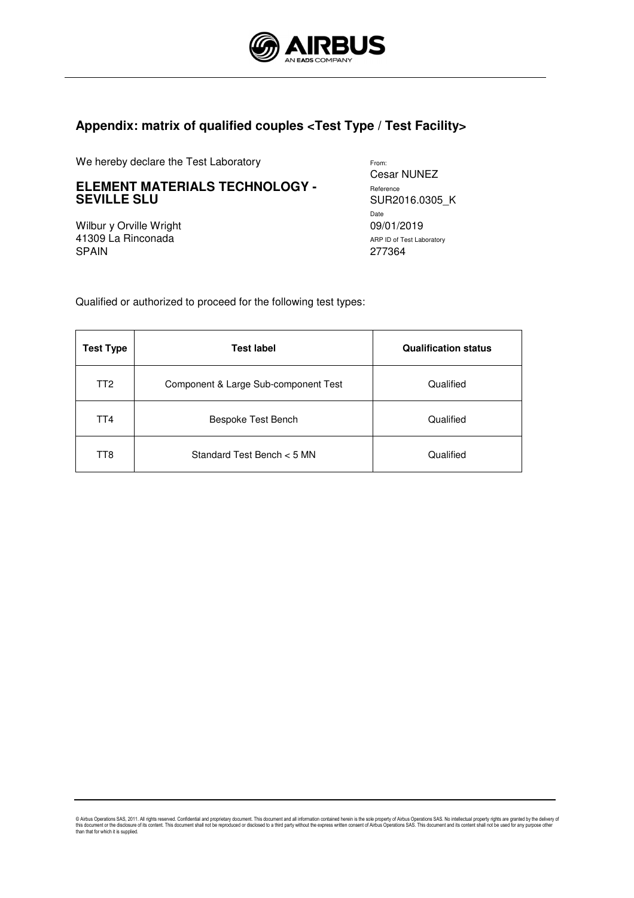## Appendix: matrix of qualified couples <Test Type / Test Facility>

We hereby declare the Test Laboratory

**ELEMENT MATERIALS TECHNOLOGY - SEVILLE SLU**

Wilbur y Orville Wright
41309 La Rinconada
SPAIN

From:
Cesar NUNEZ
Reference
SUR2016.0305_K
Date
09/01/2019
ARP ID of Test Laboratory
277364

Qualified or authorized to proceed for the following test types:

| Test Type | Test label | Qualification status |
|---|---|---|
| TT2 | Component & Large Sub-component Test | Qualified |
| TT4 | Bespoke Test Bench | Qualified |
| TT8 | Standard Test Bench < 5 MN | Qualified |

© Airbus Operations SAS, 2011. All rights reserved. Confidential and proprietary document. This document and all information contained herein is the sole property of Airbus Operations SAS. No intellectual property rights are granted by the delivery of this document or the disclosure of its content. This document shall not be reproduced or disclosed to a third party without the express written consent of Airbus Operations SAS. This document and its content shall not be used for any purpose other than that for which it is supplied.